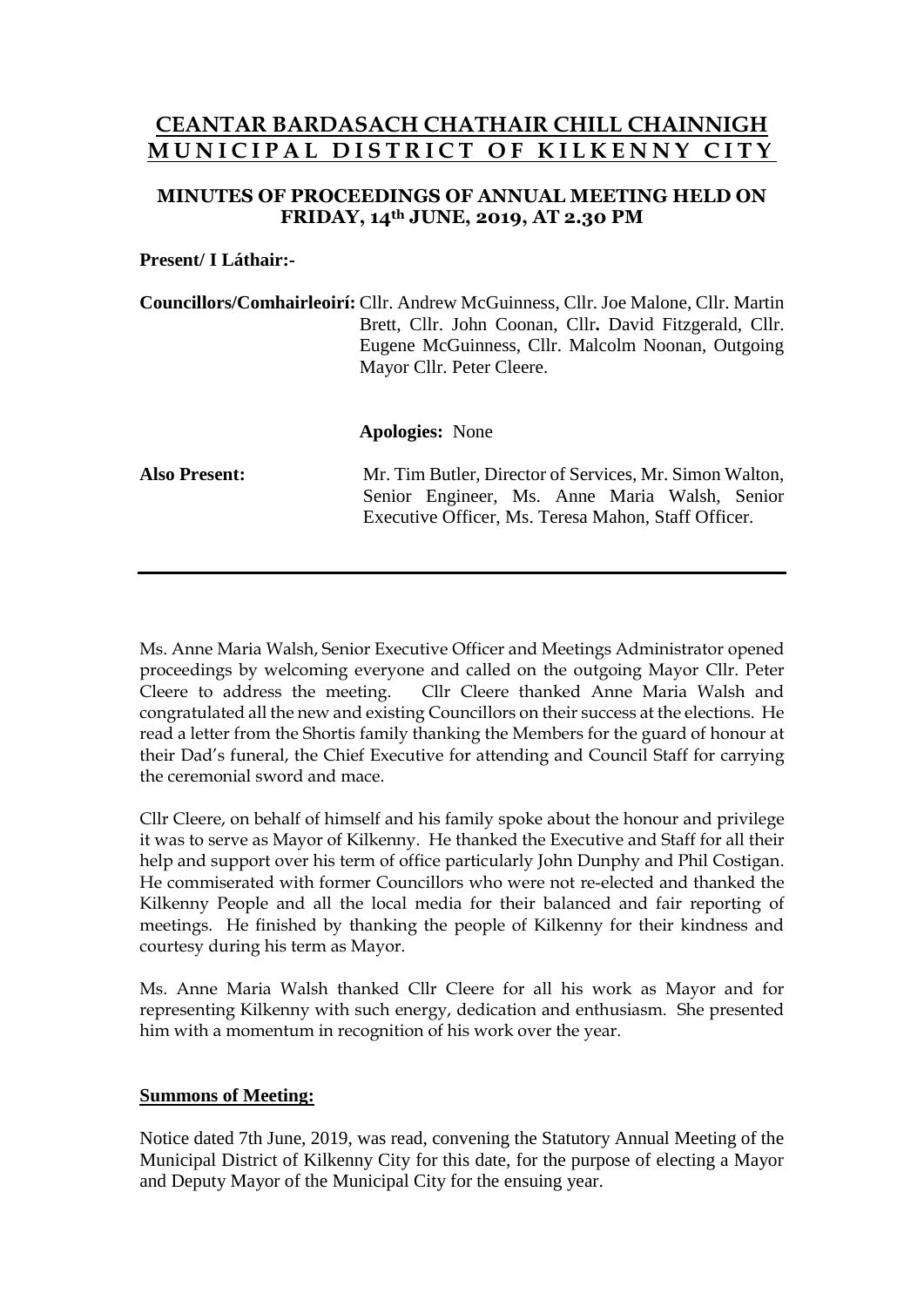# CEANTAR BARDASACH CHATHAIR CHILL CHAINNIGH
# MUNICIPAL DISTRICT OF KILKENNY CITY

### MINUTES OF PROCEEDINGS OF ANNUAL MEETING HELD ON FRIDAY, 14th JUNE, 2019, AT 2.30 PM

**Present/ I Láthair:-**

**Councillors/Comhairleoirí:** Cllr. Andrew McGuinness, Cllr. Joe Malone, Cllr. Martin Brett, Cllr. John Coonan, Cllr**.** David Fitzgerald, Cllr. Eugene McGuinness, Cllr. Malcolm Noonan, Outgoing Mayor Cllr. Peter Cleere.

**Apologies:** None

**Also Present:** Mr. Tim Butler, Director of Services, Mr. Simon Walton, Senior Engineer, Ms. Anne Maria Walsh, Senior Executive Officer, Ms. Teresa Mahon, Staff Officer.

---

Ms. Anne Maria Walsh, Senior Executive Officer and Meetings Administrator opened proceedings by welcoming everyone and called on the outgoing Mayor Cllr. Peter Cleere to address the meeting. Cllr Cleere thanked Anne Maria Walsh and congratulated all the new and existing Councillors on their success at the elections. He read a letter from the Shortis family thanking the Members for the guard of honour at their Dad's funeral, the Chief Executive for attending and Council Staff for carrying the ceremonial sword and mace.

Cllr Cleere, on behalf of himself and his family spoke about the honour and privilege it was to serve as Mayor of Kilkenny. He thanked the Executive and Staff for all their help and support over his term of office particularly John Dunphy and Phil Costigan. He commiserated with former Councillors who were not re-elected and thanked the Kilkenny People and all the local media for their balanced and fair reporting of meetings. He finished by thanking the people of Kilkenny for their kindness and courtesy during his term as Mayor.

Ms. Anne Maria Walsh thanked Cllr Cleere for all his work as Mayor and for representing Kilkenny with such energy, dedication and enthusiasm. She presented him with a momentum in recognition of his work over the year.

**Summons of Meeting:**

Notice dated 7th June, 2019, was read, convening the Statutory Annual Meeting of the Municipal District of Kilkenny City for this date, for the purpose of electing a Mayor and Deputy Mayor of the Municipal City for the ensuing year.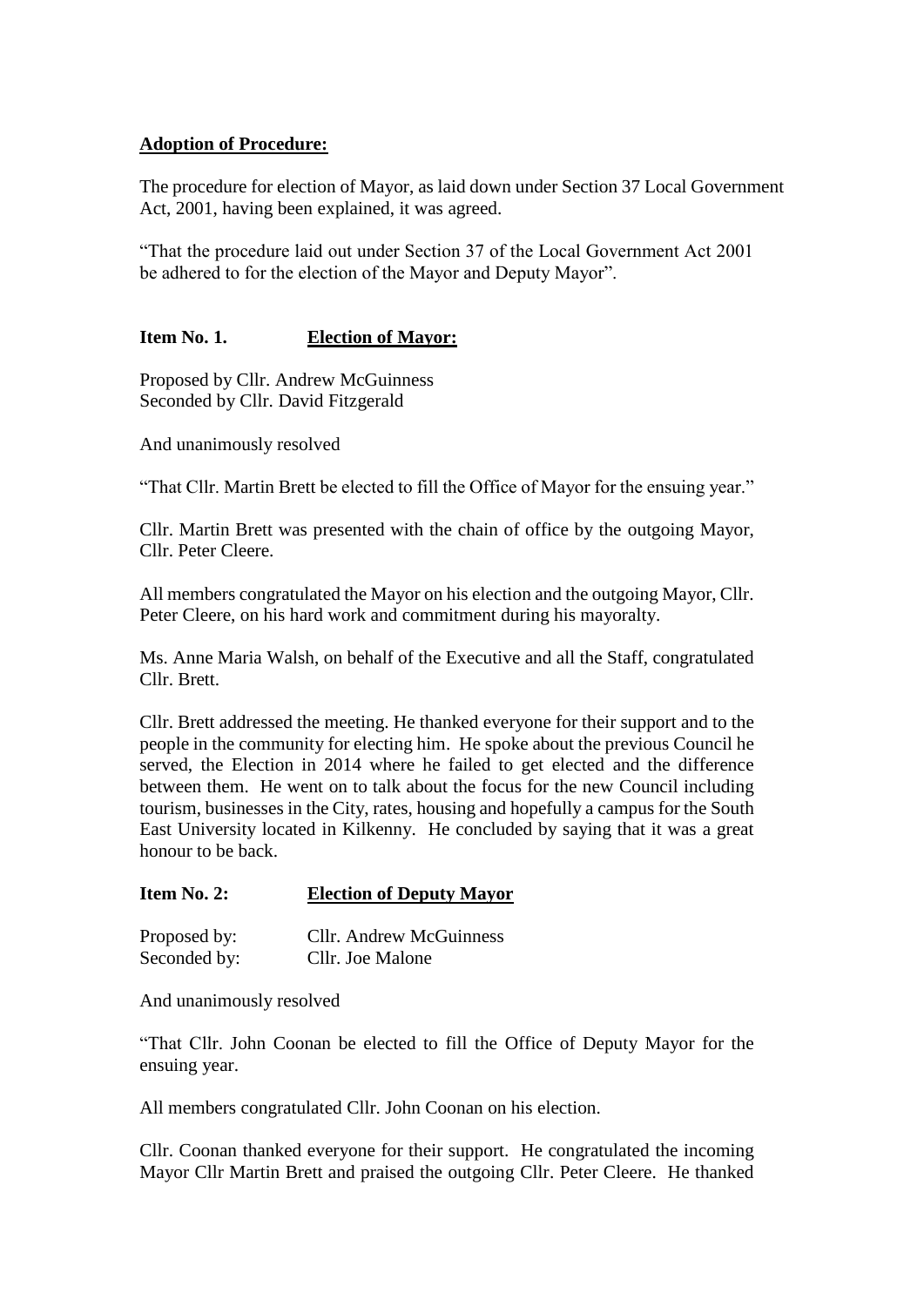**Adoption of Procedure:**

The procedure for election of Mayor, as laid down under Section 37 Local Government Act, 2001, having been explained, it was agreed.

"That the procedure laid out under Section 37 of the Local Government Act 2001 be adhered to for the election of the Mayor and Deputy Mayor".

**Item No. 1.** **Election of Mayor:**

Proposed by Cllr. Andrew McGuinness
Seconded by Cllr. David Fitzgerald

And unanimously resolved

"That Cllr. Martin Brett be elected to fill the Office of Mayor for the ensuing year."

Cllr. Martin Brett was presented with the chain of office by the outgoing Mayor, Cllr. Peter Cleere.

All members congratulated the Mayor on his election and the outgoing Mayor, Cllr. Peter Cleere, on his hard work and commitment during his mayoralty.

Ms. Anne Maria Walsh, on behalf of the Executive and all the Staff, congratulated Cllr. Brett.

Cllr. Brett addressed the meeting. He thanked everyone for their support and to the people in the community for electing him. He spoke about the previous Council he served, the Election in 2014 where he failed to get elected and the difference between them. He went on to talk about the focus for the new Council including tourism, businesses in the City, rates, housing and hopefully a campus for the South East University located in Kilkenny. He concluded by saying that it was a great honour to be back.

**Item No. 2:** **Election of Deputy Mayor**

Proposed by: Cllr. Andrew McGuinness
Seconded by: Cllr. Joe Malone

And unanimously resolved

"That Cllr. John Coonan be elected to fill the Office of Deputy Mayor for the ensuing year.

All members congratulated Cllr. John Coonan on his election.

Cllr. Coonan thanked everyone for their support. He congratulated the incoming Mayor Cllr Martin Brett and praised the outgoing Cllr. Peter Cleere. He thanked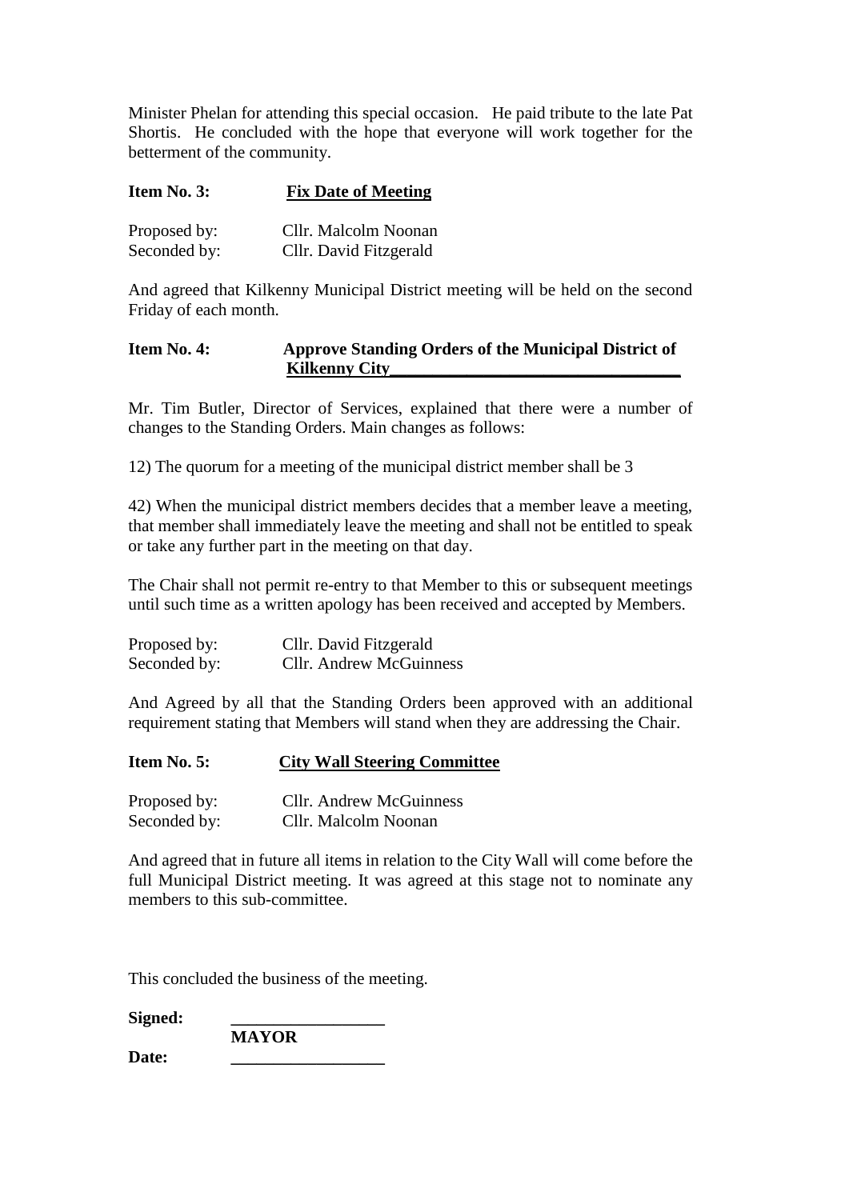Minister Phelan for attending this special occasion. He paid tribute to the late Pat Shortis. He concluded with the hope that everyone will work together for the betterment of the community.

**Item No. 3:** **Fix Date of Meeting**

Proposed by: Cllr. Malcolm Noonan
Seconded by: Cllr. David Fitzgerald

And agreed that Kilkenny Municipal District meeting will be held on the second Friday of each month.

**Item No. 4:** **Approve Standing Orders of the Municipal District of Kilkenny City**

Mr. Tim Butler, Director of Services, explained that there were a number of changes to the Standing Orders. Main changes as follows:

12) The quorum for a meeting of the municipal district member shall be 3

42) When the municipal district members decides that a member leave a meeting, that member shall immediately leave the meeting and shall not be entitled to speak or take any further part in the meeting on that day.

The Chair shall not permit re-entry to that Member to this or subsequent meetings until such time as a written apology has been received and accepted by Members.

Proposed by: Cllr. David Fitzgerald
Seconded by: Cllr. Andrew McGuinness

And Agreed by all that the Standing Orders been approved with an additional requirement stating that Members will stand when they are addressing the Chair.

**Item No. 5:** **City Wall Steering Committee**

Proposed by: Cllr. Andrew McGuinness
Seconded by: Cllr. Malcolm Noonan

And agreed that in future all items in relation to the City Wall will come before the full Municipal District meeting. It was agreed at this stage not to nominate any members to this sub-committee.

This concluded the business of the meeting.

**Signed:** __________________
**MAYOR**

**Date:** __________________